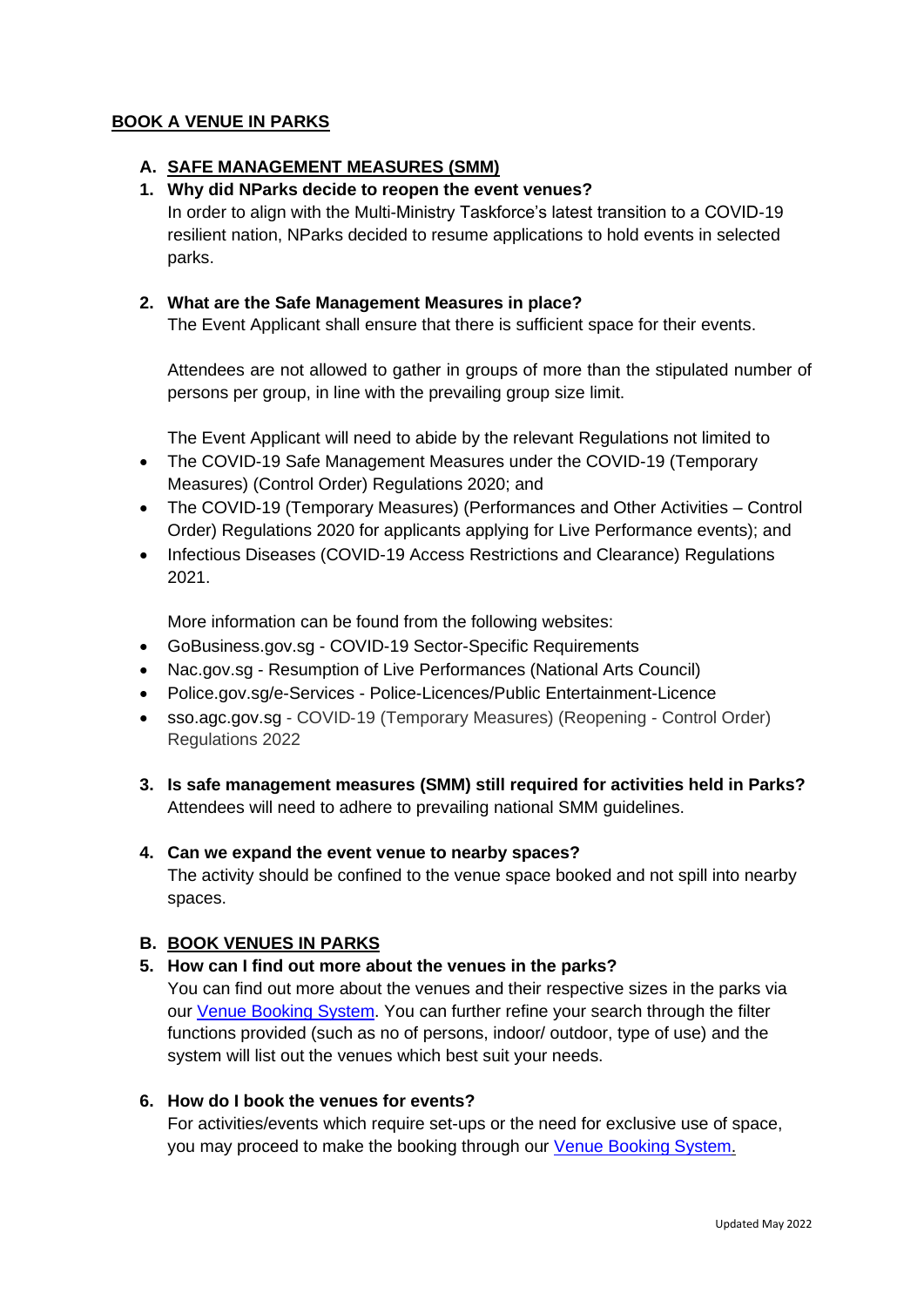# BOOK A VENUE IN PARKS

## A. SAFE MANAGEMENT MEASURES (SMM)

**1. Why did NParks decide to reopen the event venues?**

In order to align with the Multi-Ministry Taskforce's latest transition to a COVID-19 resilient nation, NParks decided to resume applications to hold events in selected parks.

**2. What are the Safe Management Measures in place?**

The Event Applicant shall ensure that there is sufficient space for their events.

Attendees are not allowed to gather in groups of more than the stipulated number of persons per group, in line with the prevailing group size limit.

The Event Applicant will need to abide by the relevant Regulations not limited to

- The COVID-19 Safe Management Measures under the COVID-19 (Temporary Measures) (Control Order) Regulations 2020; and
- The COVID-19 (Temporary Measures) (Performances and Other Activities – Control Order) Regulations 2020 for applicants applying for Live Performance events); and
- Infectious Diseases (COVID-19 Access Restrictions and Clearance) Regulations 2021.

More information can be found from the following websites:

- GoBusiness.gov.sg - COVID-19 Sector-Specific Requirements
- Nac.gov.sg - Resumption of Live Performances (National Arts Council)
- Police.gov.sg/e-Services - Police-Licences/Public Entertainment-Licence
- sso.agc.gov.sg - COVID-19 (Temporary Measures) (Reopening - Control Order) Regulations 2022

**3. Is safe management measures (SMM) still required for activities held in Parks?**

Attendees will need to adhere to prevailing national SMM guidelines.

**4. Can we expand the event venue to nearby spaces?**

The activity should be confined to the venue space booked and not spill into nearby spaces.

## B. BOOK VENUES IN PARKS

**5. How can I find out more about the venues in the parks?**

You can find out more about the venues and their respective sizes in the parks via our Venue Booking System. You can further refine your search through the filter functions provided (such as no of persons, indoor/ outdoor, type of use) and the system will list out the venues which best suit your needs.

**6. How do I book the venues for events?**

For activities/events which require set-ups or the need for exclusive use of space, you may proceed to make the booking through our Venue Booking System.

Updated May 2022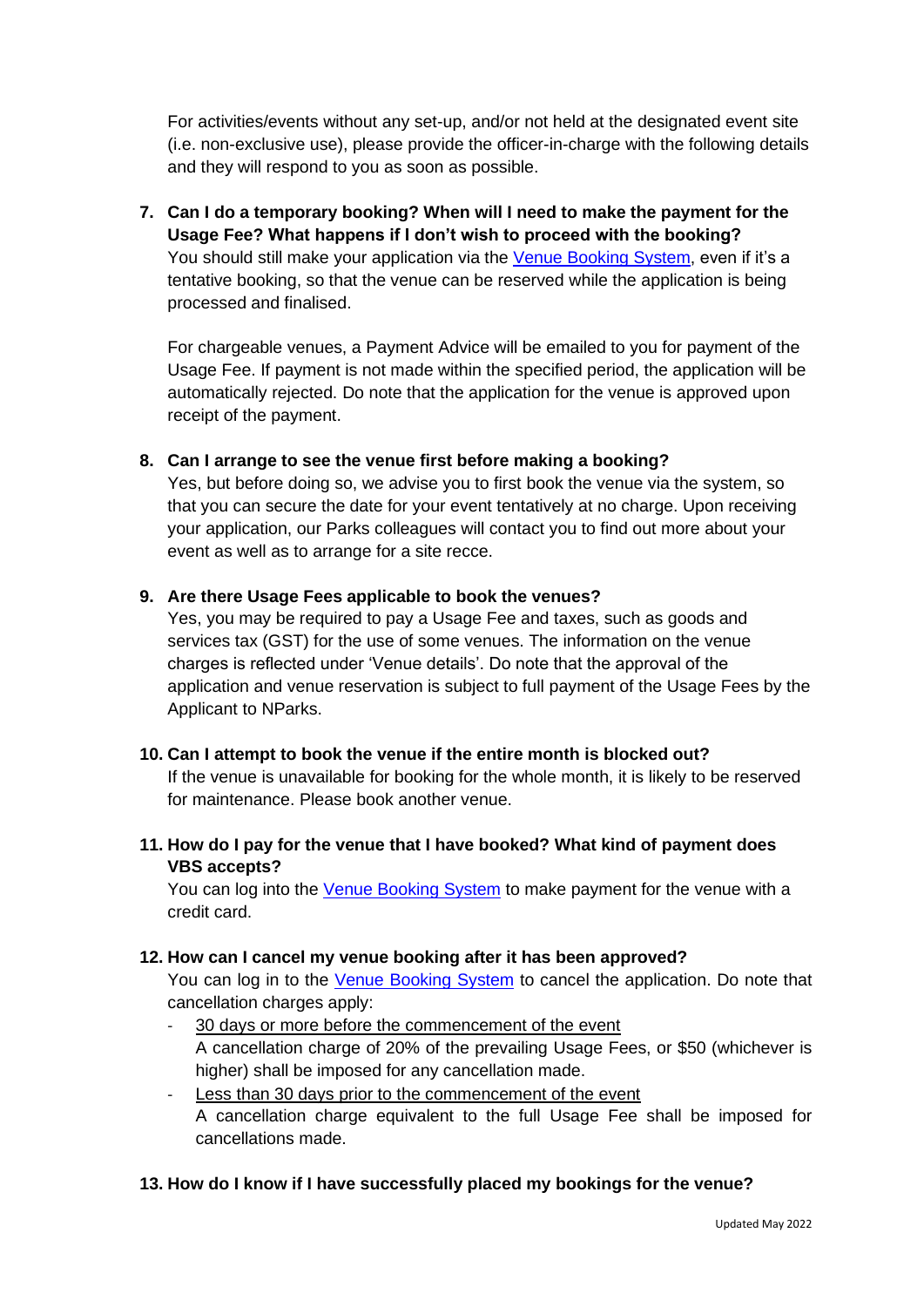For activities/events without any set-up, and/or not held at the designated event site (i.e. non-exclusive use), please provide the officer-in-charge with the following details and they will respond to you as soon as possible.

7. **Can I do a temporary booking? When will I need to make the payment for the Usage Fee? What happens if I don't wish to proceed with the booking?**
   You should still make your application via the Venue Booking System, even if it's a tentative booking, so that the venue can be reserved while the application is being processed and finalised.

   For chargeable venues, a Payment Advice will be emailed to you for payment of the Usage Fee. If payment is not made within the specified period, the application will be automatically rejected. Do note that the application for the venue is approved upon receipt of the payment.

8. **Can I arrange to see the venue first before making a booking?**
   Yes, but before doing so, we advise you to first book the venue via the system, so that you can secure the date for your event tentatively at no charge. Upon receiving your application, our Parks colleagues will contact you to find out more about your event as well as to arrange for a site recce.

9. **Are there Usage Fees applicable to book the venues?**
   Yes, you may be required to pay a Usage Fee and taxes, such as goods and services tax (GST) for the use of some venues. The information on the venue charges is reflected under 'Venue details'. Do note that the approval of the application and venue reservation is subject to full payment of the Usage Fees by the Applicant to NParks.

10. **Can I attempt to book the venue if the entire month is blocked out?**
    If the venue is unavailable for booking for the whole month, it is likely to be reserved for maintenance. Please book another venue.

11. **How do I pay for the venue that I have booked? What kind of payment does VBS accepts?**
    You can log into the Venue Booking System to make payment for the venue with a credit card.

12. **How can I cancel my venue booking after it has been approved?**
    You can log in to the Venue Booking System to cancel the application. Do note that cancellation charges apply:
    - <u>30 days or more before the commencement of the event</u>
      A cancellation charge of 20% of the prevailing Usage Fees, or $50 (whichever is higher) shall be imposed for any cancellation made.
    - <u>Less than 30 days prior to the commencement of the event</u>
      A cancellation charge equivalent to the full Usage Fee shall be imposed for cancellations made.

13. **How do I know if I have successfully placed my bookings for the venue?**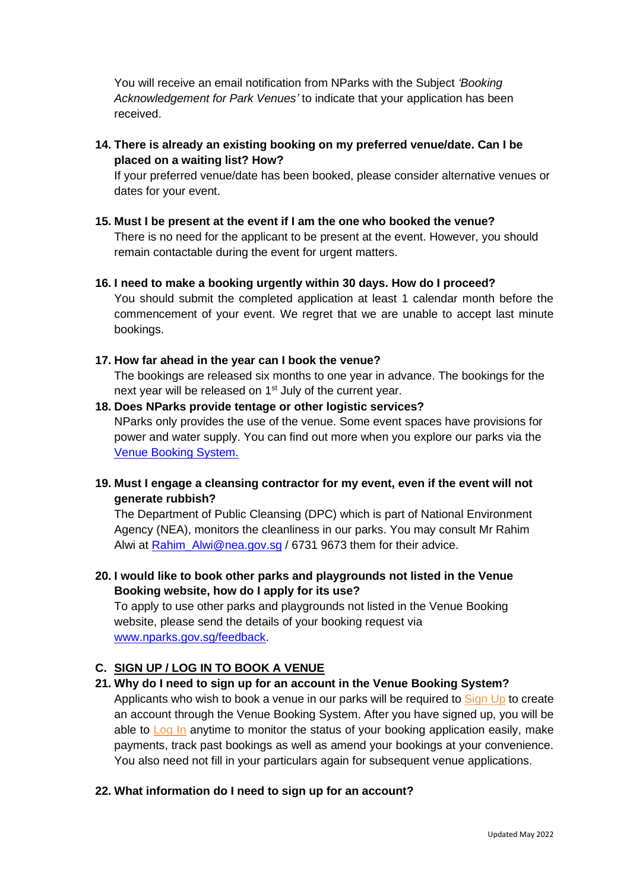You will receive an email notification from NParks with the Subject *'Booking Acknowledgement for Park Venues'* to indicate that your application has been received.

**14. There is already an existing booking on my preferred venue/date. Can I be placed on a waiting list? How?**

If your preferred venue/date has been booked, please consider alternative venues or dates for your event.

**15. Must I be present at the event if I am the one who booked the venue?**

There is no need for the applicant to be present at the event. However, you should remain contactable during the event for urgent matters.

**16. I need to make a booking urgently within 30 days. How do I proceed?**

You should submit the completed application at least 1 calendar month before the commencement of your event. We regret that we are unable to accept last minute bookings.

**17. How far ahead in the year can I book the venue?**

The bookings are released six months to one year in advance. The bookings for the next year will be released on 1st July of the current year.

**18. Does NParks provide tentage or other logistic services?**

NParks only provides the use of the venue. Some event spaces have provisions for power and water supply. You can find out more when you explore our parks via the [Venue Booking System.](#)

**19. Must I engage a cleansing contractor for my event, even if the event will not generate rubbish?**

The Department of Public Cleansing (DPC) which is part of National Environment Agency (NEA), monitors the cleanliness in our parks. You may consult Mr Rahim Alwi at [Rahim_Alwi@nea.gov.sg](mailto:Rahim_Alwi@nea.gov.sg) / 6731 9673 them for their advice.

**20. I would like to book other parks and playgrounds not listed in the Venue Booking website, how do I apply for its use?**

To apply to use other parks and playgrounds not listed in the Venue Booking website, please send the details of your booking request via [www.nparks.gov.sg/feedback](http://www.nparks.gov.sg/feedback).

## C. SIGN UP / LOG IN TO BOOK A VENUE

**21. Why do I need to sign up for an account in the Venue Booking System?**

Applicants who wish to book a venue in our parks will be required to [Sign Up](#) to create an account through the Venue Booking System. After you have signed up, you will be able to [Log In](#) anytime to monitor the status of your booking application easily, make payments, track past bookings as well as amend your bookings at your convenience. You also need not fill in your particulars again for subsequent venue applications.

**22. What information do I need to sign up for an account?**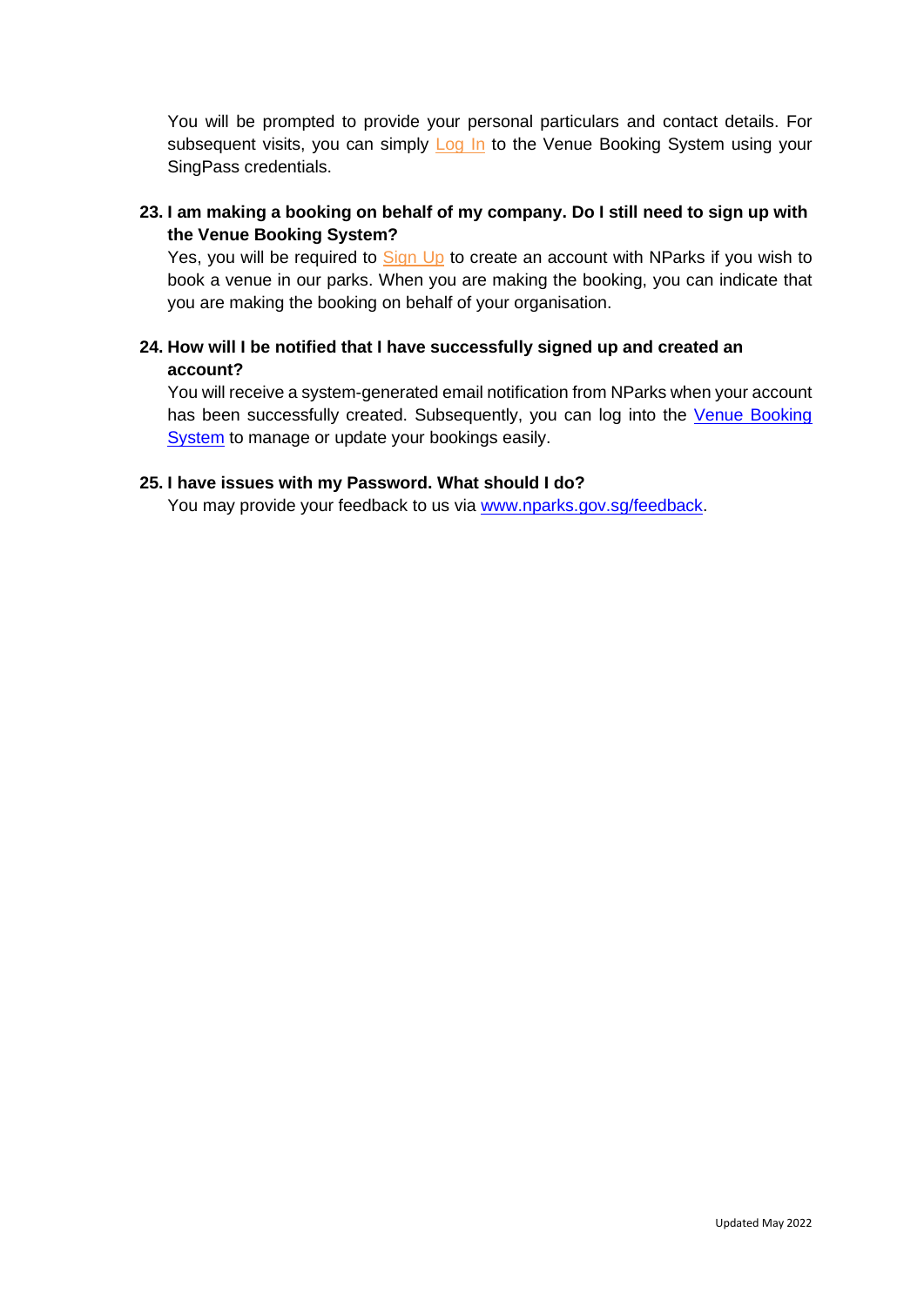You will be prompted to provide your personal particulars and contact details. For subsequent visits, you can simply Log In to the Venue Booking System using your SingPass credentials.

**23. I am making a booking on behalf of my company. Do I still need to sign up with the Venue Booking System?**

Yes, you will be required to Sign Up to create an account with NParks if you wish to book a venue in our parks. When you are making the booking, you can indicate that you are making the booking on behalf of your organisation.

**24. How will I be notified that I have successfully signed up and created an account?**

You will receive a system-generated email notification from NParks when your account has been successfully created. Subsequently, you can log into the Venue Booking System to manage or update your bookings easily.

**25. I have issues with my Password. What should I do?**

You may provide your feedback to us via www.nparks.gov.sg/feedback.

Updated May 2022